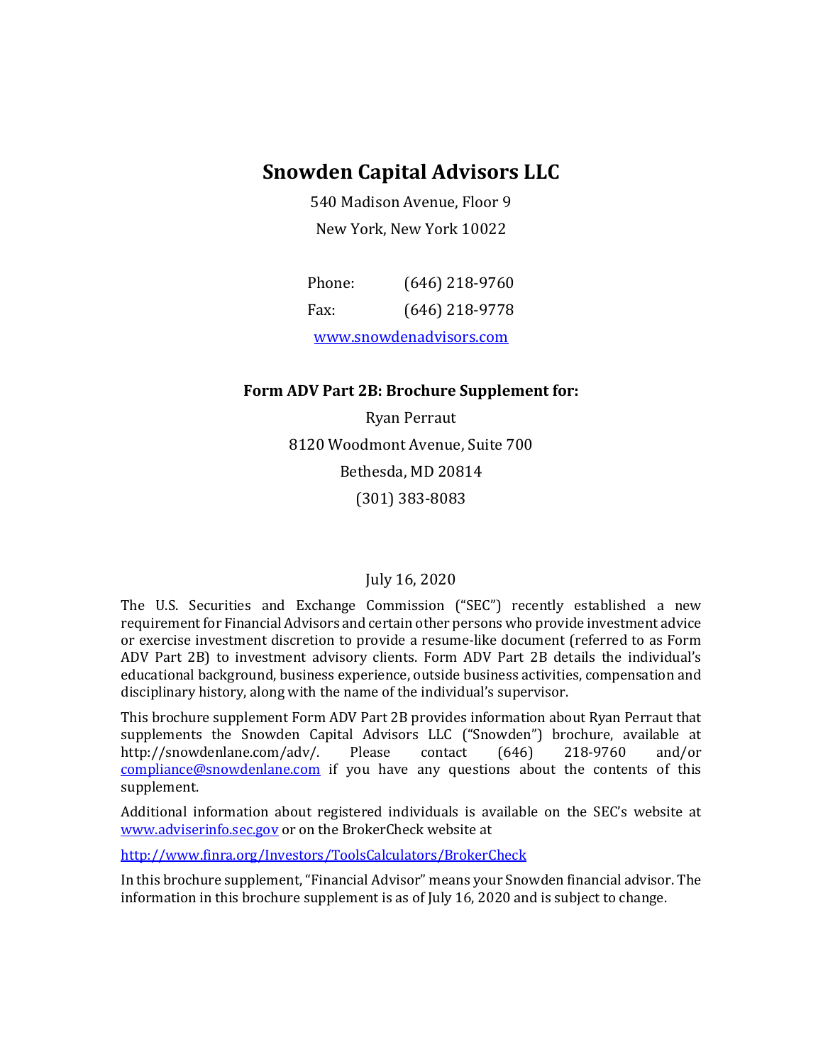# Snowden Capital Advisors LLC

540 Madison Avenue, Floor 9

New York, New York 10022

Phone: (646) 218-9760

Fax: (646) 218-9778

www.snowdenadvisors.com

**Form ADV Part 2B: Brochure Supplement for:**

Ryan Perraut

8120 Woodmont Avenue, Suite 700

Bethesda, MD 20814

(301) 383-8083

July 16, 2020

The U.S. Securities and Exchange Commission ("SEC") recently established a new requirement for Financial Advisors and certain other persons who provide investment advice or exercise investment discretion to provide a resume-like document (referred to as Form ADV Part 2B) to investment advisory clients. Form ADV Part 2B details the individual's educational background, business experience, outside business activities, compensation and disciplinary history, along with the name of the individual's supervisor.

This brochure supplement Form ADV Part 2B provides information about Ryan Perraut that supplements the Snowden Capital Advisors LLC ("Snowden") brochure, available at http://snowdenlane.com/adv/. Please contact (646) 218-9760 and/or compliance@snowdenlane.com if you have any questions about the contents of this supplement.

Additional information about registered individuals is available on the SEC's website at www.adviserinfo.sec.gov or on the BrokerCheck website at

http://www.finra.org/Investors/ToolsCalculators/BrokerCheck

In this brochure supplement, "Financial Advisor" means your Snowden financial advisor. The information in this brochure supplement is as of July 16, 2020 and is subject to change.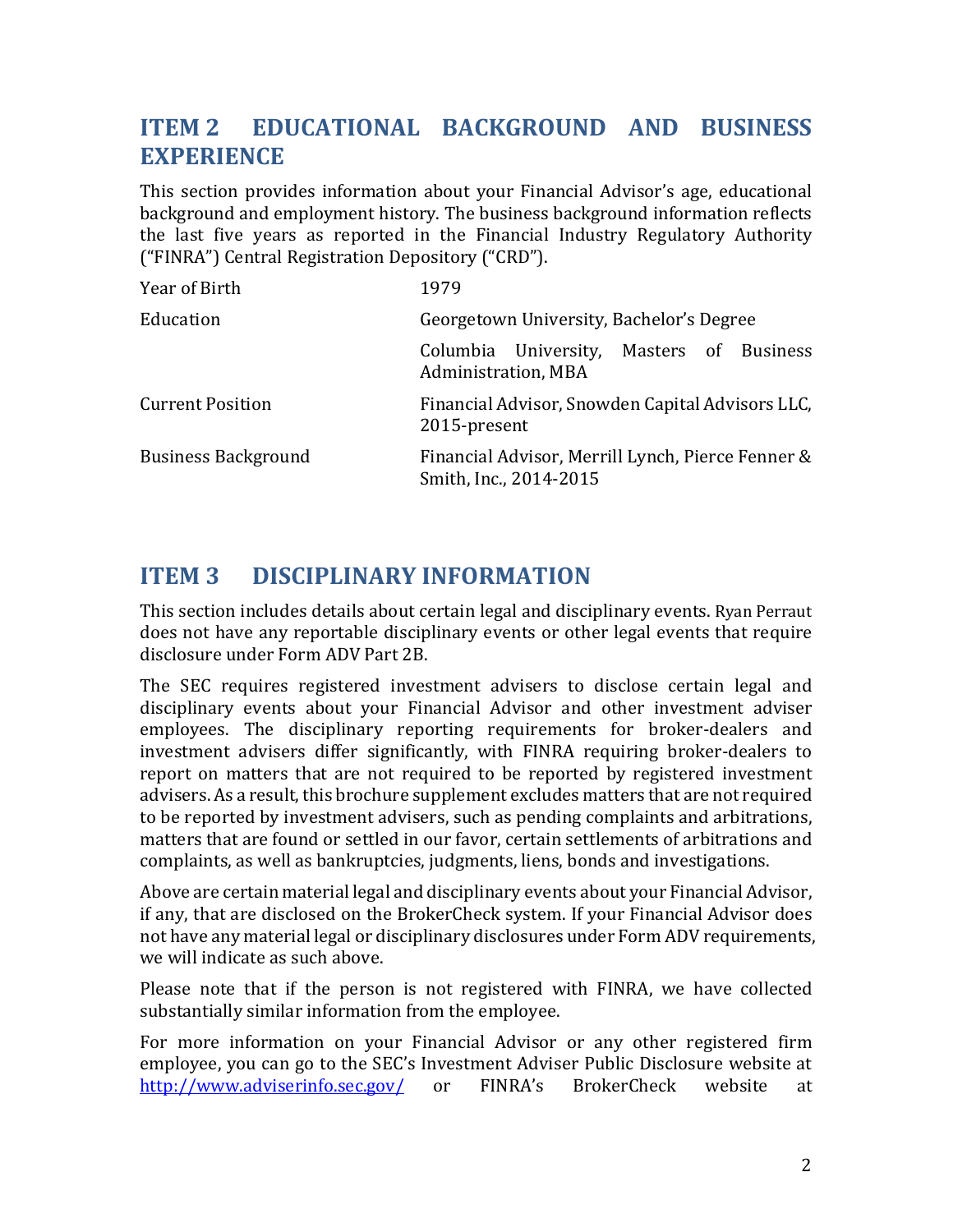## ITEM 2 EDUCATIONAL BACKGROUND AND BUSINESS EXPERIENCE

This section provides information about your Financial Advisor's age, educational background and employment history. The business background information reflects the last five years as reported in the Financial Industry Regulatory Authority ("FINRA") Central Registration Depository ("CRD").

| | |
|---|---|
| Year of Birth | 1979 |
| Education | Georgetown University, Bachelor's Degree |
| | Columbia University, Masters of Business Administration, MBA |
| Current Position | Financial Advisor, Snowden Capital Advisors LLC, 2015-present |
| Business Background | Financial Advisor, Merrill Lynch, Pierce Fenner & Smith, Inc., 2014-2015 |

## ITEM 3 DISCIPLINARY INFORMATION

This section includes details about certain legal and disciplinary events. Ryan Perraut does not have any reportable disciplinary events or other legal events that require disclosure under Form ADV Part 2B.

The SEC requires registered investment advisers to disclose certain legal and disciplinary events about your Financial Advisor and other investment adviser employees. The disciplinary reporting requirements for broker-dealers and investment advisers differ significantly, with FINRA requiring broker-dealers to report on matters that are not required to be reported by registered investment advisers. As a result, this brochure supplement excludes matters that are not required to be reported by investment advisers, such as pending complaints and arbitrations, matters that are found or settled in our favor, certain settlements of arbitrations and complaints, as well as bankruptcies, judgments, liens, bonds and investigations.

Above are certain material legal and disciplinary events about your Financial Advisor, if any, that are disclosed on the BrokerCheck system. If your Financial Advisor does not have any material legal or disciplinary disclosures under Form ADV requirements, we will indicate as such above.

Please note that if the person is not registered with FINRA, we have collected substantially similar information from the employee.

For more information on your Financial Advisor or any other registered firm employee, you can go to the SEC's Investment Adviser Public Disclosure website at http://www.adviserinfo.sec.gov/ or FINRA's BrokerCheck website at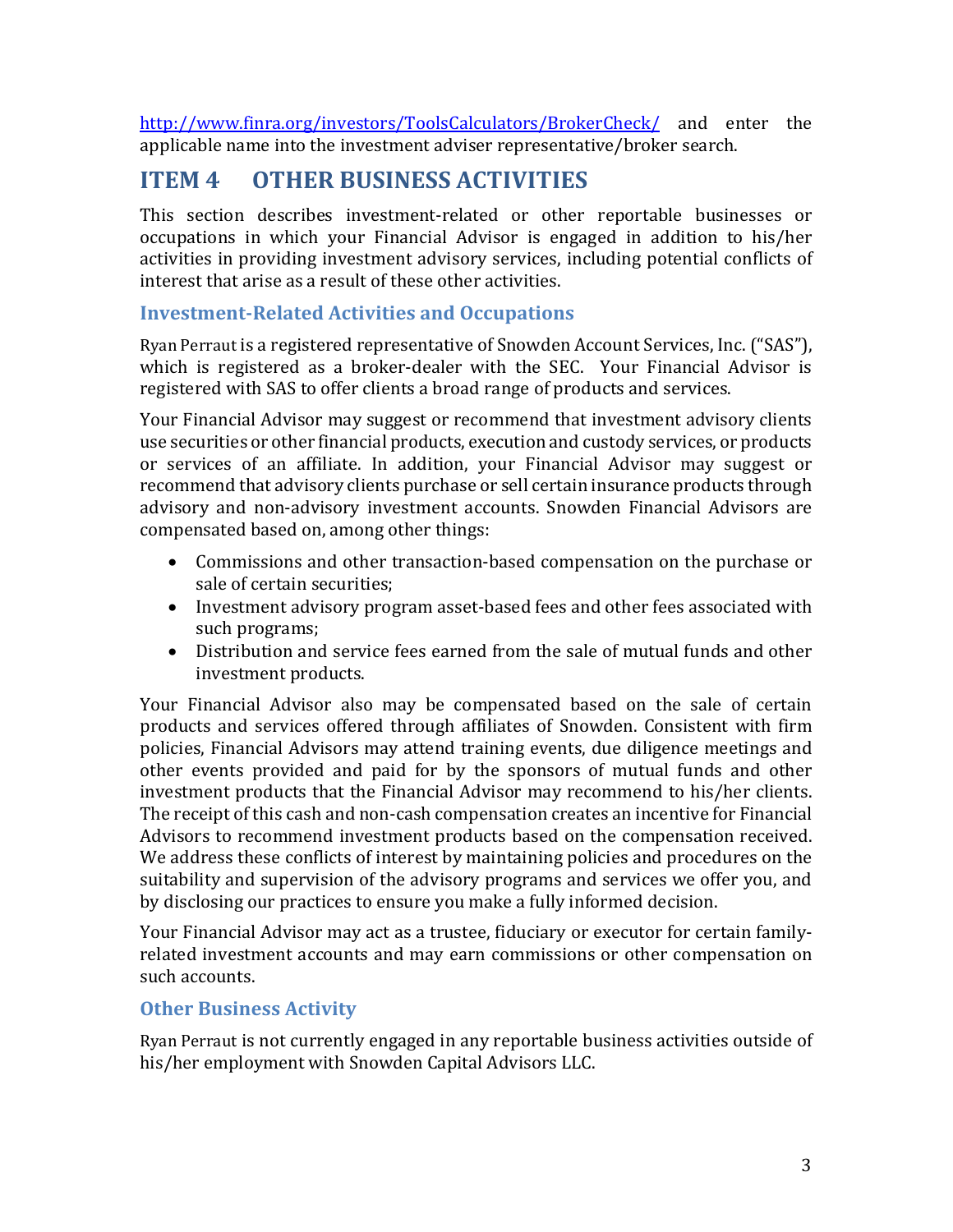http://www.finra.org/investors/ToolsCalculators/BrokerCheck/ and enter the applicable name into the investment adviser representative/broker search.

# ITEM 4 OTHER BUSINESS ACTIVITIES

This section describes investment-related or other reportable businesses or occupations in which your Financial Advisor is engaged in addition to his/her activities in providing investment advisory services, including potential conflicts of interest that arise as a result of these other activities.

## Investment-Related Activities and Occupations

Ryan Perraut is a registered representative of Snowden Account Services, Inc. ("SAS"), which is registered as a broker-dealer with the SEC. Your Financial Advisor is registered with SAS to offer clients a broad range of products and services.

Your Financial Advisor may suggest or recommend that investment advisory clients use securities or other financial products, execution and custody services, or products or services of an affiliate. In addition, your Financial Advisor may suggest or recommend that advisory clients purchase or sell certain insurance products through advisory and non-advisory investment accounts. Snowden Financial Advisors are compensated based on, among other things:

- Commissions and other transaction-based compensation on the purchase or sale of certain securities;
- Investment advisory program asset-based fees and other fees associated with such programs;
- Distribution and service fees earned from the sale of mutual funds and other investment products.

Your Financial Advisor also may be compensated based on the sale of certain products and services offered through affiliates of Snowden. Consistent with firm policies, Financial Advisors may attend training events, due diligence meetings and other events provided and paid for by the sponsors of mutual funds and other investment products that the Financial Advisor may recommend to his/her clients. The receipt of this cash and non-cash compensation creates an incentive for Financial Advisors to recommend investment products based on the compensation received. We address these conflicts of interest by maintaining policies and procedures on the suitability and supervision of the advisory programs and services we offer you, and by disclosing our practices to ensure you make a fully informed decision.

Your Financial Advisor may act as a trustee, fiduciary or executor for certain family-related investment accounts and may earn commissions or other compensation on such accounts.

## Other Business Activity

Ryan Perraut is not currently engaged in any reportable business activities outside of his/her employment with Snowden Capital Advisors LLC.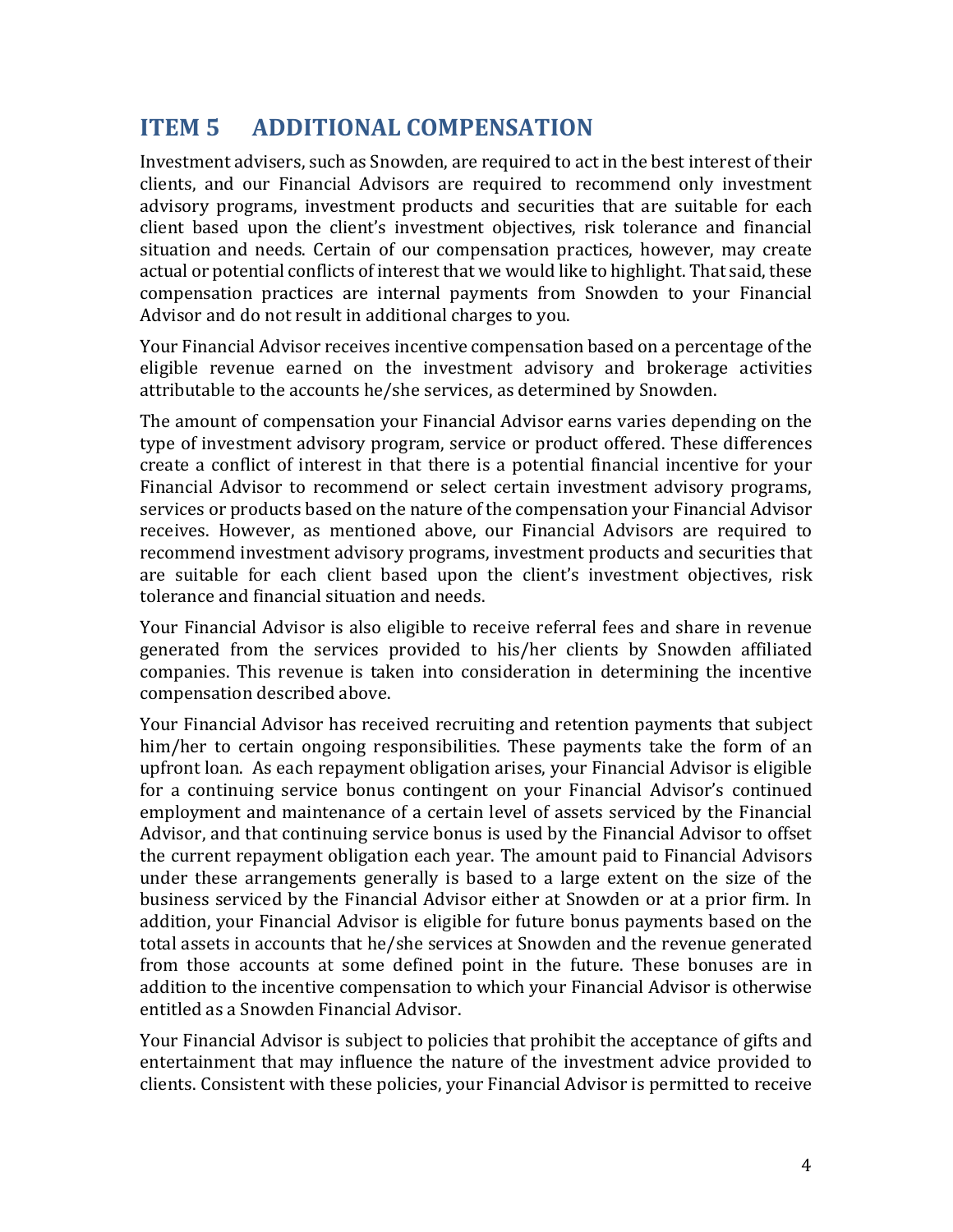## ITEM 5 ADDITIONAL COMPENSATION

Investment advisers, such as Snowden, are required to act in the best interest of their clients, and our Financial Advisors are required to recommend only investment advisory programs, investment products and securities that are suitable for each client based upon the client's investment objectives, risk tolerance and financial situation and needs. Certain of our compensation practices, however, may create actual or potential conflicts of interest that we would like to highlight. That said, these compensation practices are internal payments from Snowden to your Financial Advisor and do not result in additional charges to you.

Your Financial Advisor receives incentive compensation based on a percentage of the eligible revenue earned on the investment advisory and brokerage activities attributable to the accounts he/she services, as determined by Snowden.

The amount of compensation your Financial Advisor earns varies depending on the type of investment advisory program, service or product offered. These differences create a conflict of interest in that there is a potential financial incentive for your Financial Advisor to recommend or select certain investment advisory programs, services or products based on the nature of the compensation your Financial Advisor receives. However, as mentioned above, our Financial Advisors are required to recommend investment advisory programs, investment products and securities that are suitable for each client based upon the client's investment objectives, risk tolerance and financial situation and needs.

Your Financial Advisor is also eligible to receive referral fees and share in revenue generated from the services provided to his/her clients by Snowden affiliated companies. This revenue is taken into consideration in determining the incentive compensation described above.

Your Financial Advisor has received recruiting and retention payments that subject him/her to certain ongoing responsibilities. These payments take the form of an upfront loan. As each repayment obligation arises, your Financial Advisor is eligible for a continuing service bonus contingent on your Financial Advisor's continued employment and maintenance of a certain level of assets serviced by the Financial Advisor, and that continuing service bonus is used by the Financial Advisor to offset the current repayment obligation each year. The amount paid to Financial Advisors under these arrangements generally is based to a large extent on the size of the business serviced by the Financial Advisor either at Snowden or at a prior firm. In addition, your Financial Advisor is eligible for future bonus payments based on the total assets in accounts that he/she services at Snowden and the revenue generated from those accounts at some defined point in the future. These bonuses are in addition to the incentive compensation to which your Financial Advisor is otherwise entitled as a Snowden Financial Advisor.

Your Financial Advisor is subject to policies that prohibit the acceptance of gifts and entertainment that may influence the nature of the investment advice provided to clients. Consistent with these policies, your Financial Advisor is permitted to receive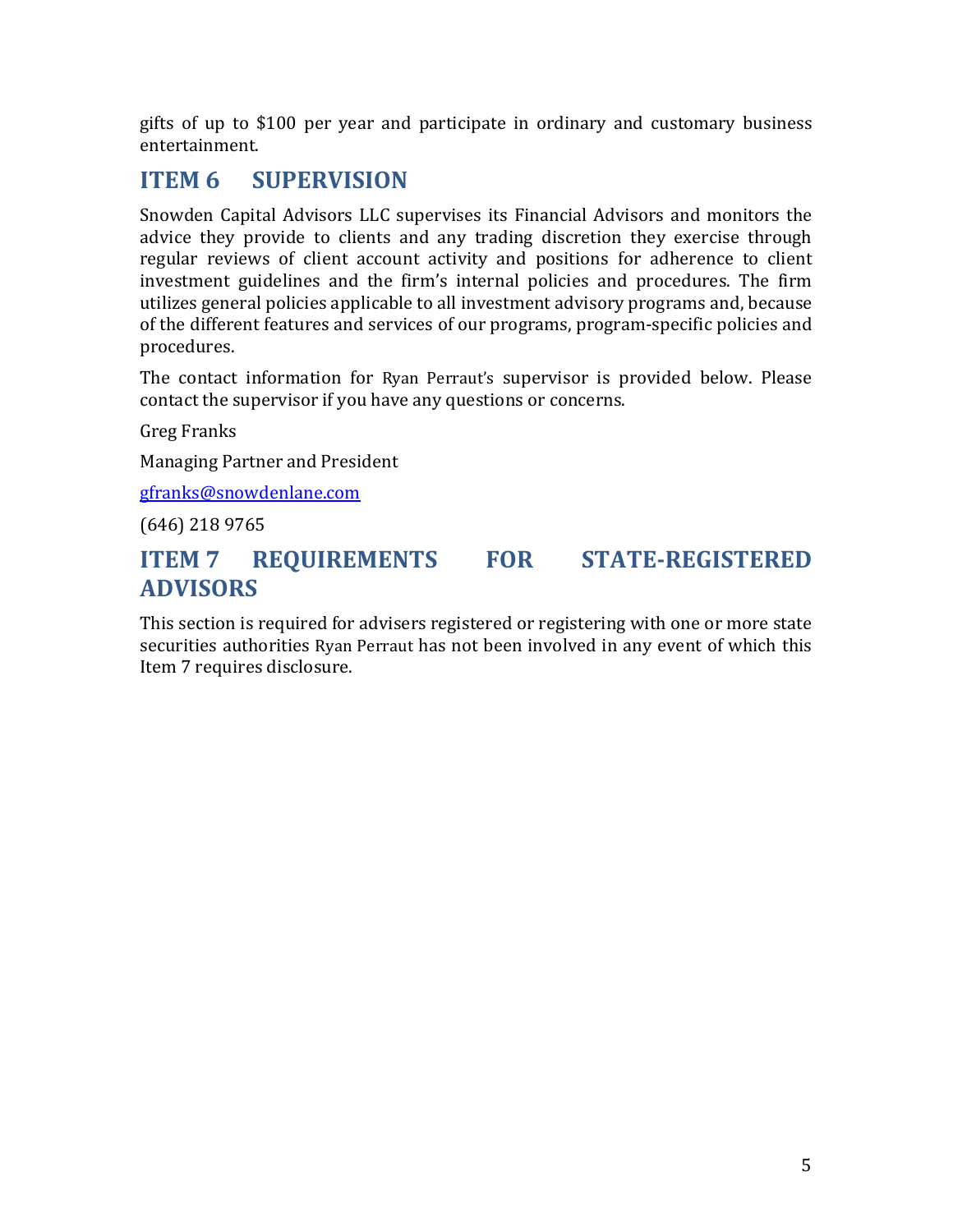gifts of up to $100 per year and participate in ordinary and customary business entertainment.

## ITEM 6 SUPERVISION

Snowden Capital Advisors LLC supervises its Financial Advisors and monitors the advice they provide to clients and any trading discretion they exercise through regular reviews of client account activity and positions for adherence to client investment guidelines and the firm's internal policies and procedures. The firm utilizes general policies applicable to all investment advisory programs and, because of the different features and services of our programs, program-specific policies and procedures.

The contact information for Ryan Perraut's supervisor is provided below. Please contact the supervisor if you have any questions or concerns.

Greg Franks

Managing Partner and President

gfranks@snowdenlane.com

(646) 218 9765

## ITEM 7 REQUIREMENTS FOR STATE-REGISTERED ADVISORS

This section is required for advisers registered or registering with one or more state securities authorities Ryan Perraut has not been involved in any event of which this Item 7 requires disclosure.